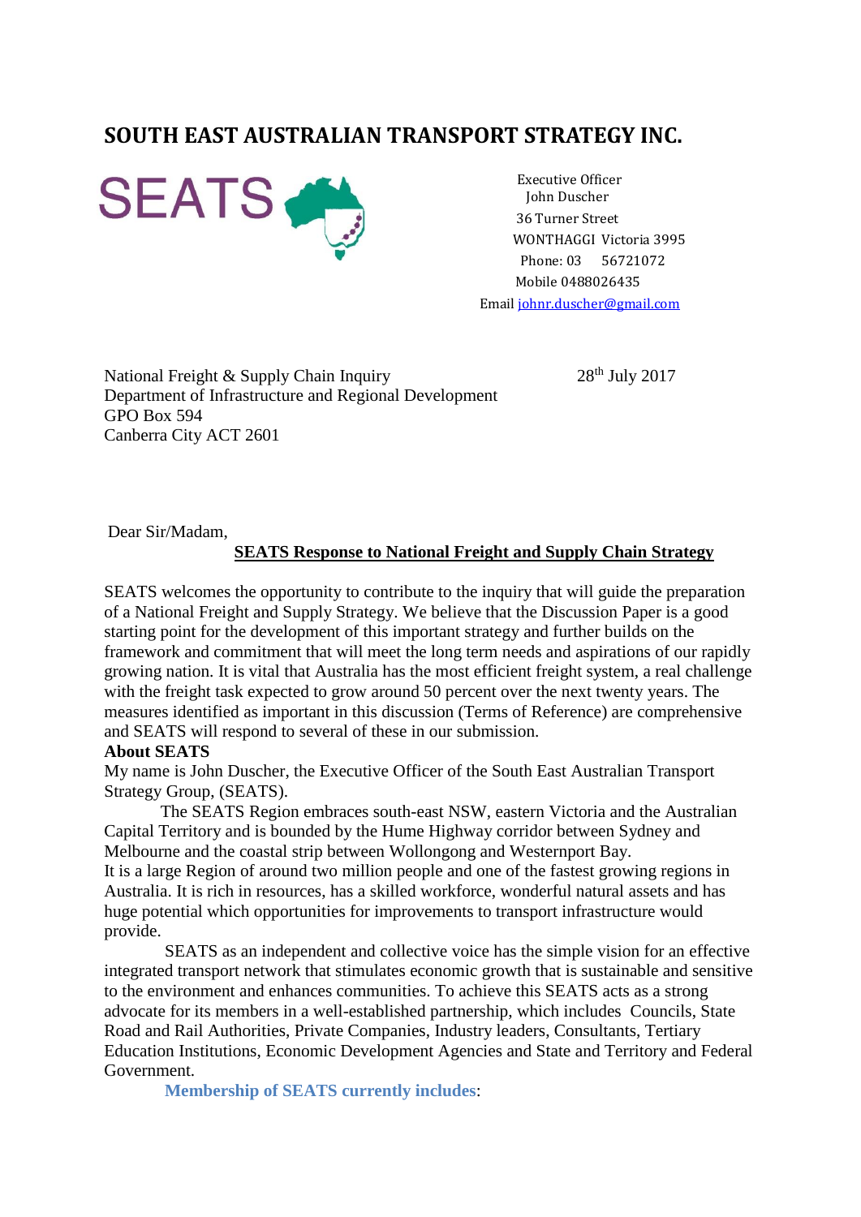# SOUTH EAST AUSTRALIAN TRANSPORT STRATEGY INC.

SEATS

Executive Officer
John Duscher
36 Turner Street
WONTHAGGI Victoria 3995
Phone: 03 56721072
Mobile 0488026435
Email johnr.duscher@gmail.com

National Freight & Supply Chain Inquiry
Department of Infrastructure and Regional Development
GPO Box 594
Canberra City ACT 2601

28th July 2017

Dear Sir/Madam,

**SEATS Response to National Freight and Supply Chain Strategy**

SEATS welcomes the opportunity to contribute to the inquiry that will guide the preparation of a National Freight and Supply Strategy. We believe that the Discussion Paper is a good starting point for the development of this important strategy and further builds on the framework and commitment that will meet the long term needs and aspirations of our rapidly growing nation. It is vital that Australia has the most efficient freight system, a real challenge with the freight task expected to grow around 50 percent over the next twenty years. The measures identified as important in this discussion (Terms of Reference) are comprehensive and SEATS will respond to several of these in our submission.

**About SEATS**

My name is John Duscher, the Executive Officer of the South East Australian Transport Strategy Group, (SEATS).

The SEATS Region embraces south-east NSW, eastern Victoria and the Australian Capital Territory and is bounded by the Hume Highway corridor between Sydney and Melbourne and the coastal strip between Wollongong and Westernport Bay.

It is a large Region of around two million people and one of the fastest growing regions in Australia. It is rich in resources, has a skilled workforce, wonderful natural assets and has huge potential which opportunities for improvements to transport infrastructure would provide.

SEATS as an independent and collective voice has the simple vision for an effective integrated transport network that stimulates economic growth that is sustainable and sensitive to the environment and enhances communities. To achieve this SEATS acts as a strong advocate for its members in a well-established partnership, which includes Councils, State Road and Rail Authorities, Private Companies, Industry leaders, Consultants, Tertiary Education Institutions, Economic Development Agencies and State and Territory and Federal Government.

**Membership of SEATS currently includes**: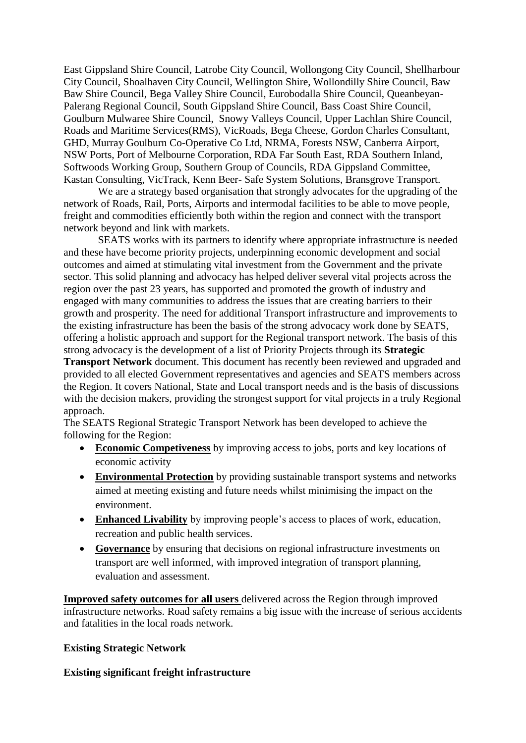East Gippsland Shire Council, Latrobe City Council, Wollongong City Council, Shellharbour City Council, Shoalhaven City Council, Wellington Shire, Wollondilly Shire Council, Baw Baw Shire Council, Bega Valley Shire Council, Eurobodalla Shire Council, Queanbeyan-Palerang Regional Council, South Gippsland Shire Council, Bass Coast Shire Council, Goulburn Mulwaree Shire Council, Snowy Valleys Council, Upper Lachlan Shire Council, Roads and Maritime Services(RMS), VicRoads, Bega Cheese, Gordon Charles Consultant, GHD, Murray Goulburn Co-Operative Co Ltd, NRMA, Forests NSW, Canberra Airport, NSW Ports, Port of Melbourne Corporation, RDA Far South East, RDA Southern Inland, Softwoods Working Group, Southern Group of Councils, RDA Gippsland Committee, Kastan Consulting, VicTrack, Kenn Beer- Safe System Solutions, Bransgrove Transport.

We are a strategy based organisation that strongly advocates for the upgrading of the network of Roads, Rail, Ports, Airports and intermodal facilities to be able to move people, freight and commodities efficiently both within the region and connect with the transport network beyond and link with markets.

SEATS works with its partners to identify where appropriate infrastructure is needed and these have become priority projects, underpinning economic development and social outcomes and aimed at stimulating vital investment from the Government and the private sector. This solid planning and advocacy has helped deliver several vital projects across the region over the past 23 years, has supported and promoted the growth of industry and engaged with many communities to address the issues that are creating barriers to their growth and prosperity. The need for additional Transport infrastructure and improvements to the existing infrastructure has been the basis of the strong advocacy work done by SEATS, offering a holistic approach and support for the Regional transport network. The basis of this strong advocacy is the development of a list of Priority Projects through its **Strategic Transport Network** document. This document has recently been reviewed and upgraded and provided to all elected Government representatives and agencies and SEATS members across the Region. It covers National, State and Local transport needs and is the basis of discussions with the decision makers, providing the strongest support for vital projects in a truly Regional approach.

The SEATS Regional Strategic Transport Network has been developed to achieve the following for the Region:

- **Economic Competiveness** by improving access to jobs, ports and key locations of economic activity
- **Environmental Protection** by providing sustainable transport systems and networks aimed at meeting existing and future needs whilst minimising the impact on the environment.
- **Enhanced Livability** by improving people's access to places of work, education, recreation and public health services.
- **Governance** by ensuring that decisions on regional infrastructure investments on transport are well informed, with improved integration of transport planning, evaluation and assessment.

**Improved safety outcomes for all users** delivered across the Region through improved infrastructure networks. Road safety remains a big issue with the increase of serious accidents and fatalities in the local roads network.

**Existing Strategic Network**

**Existing significant freight infrastructure**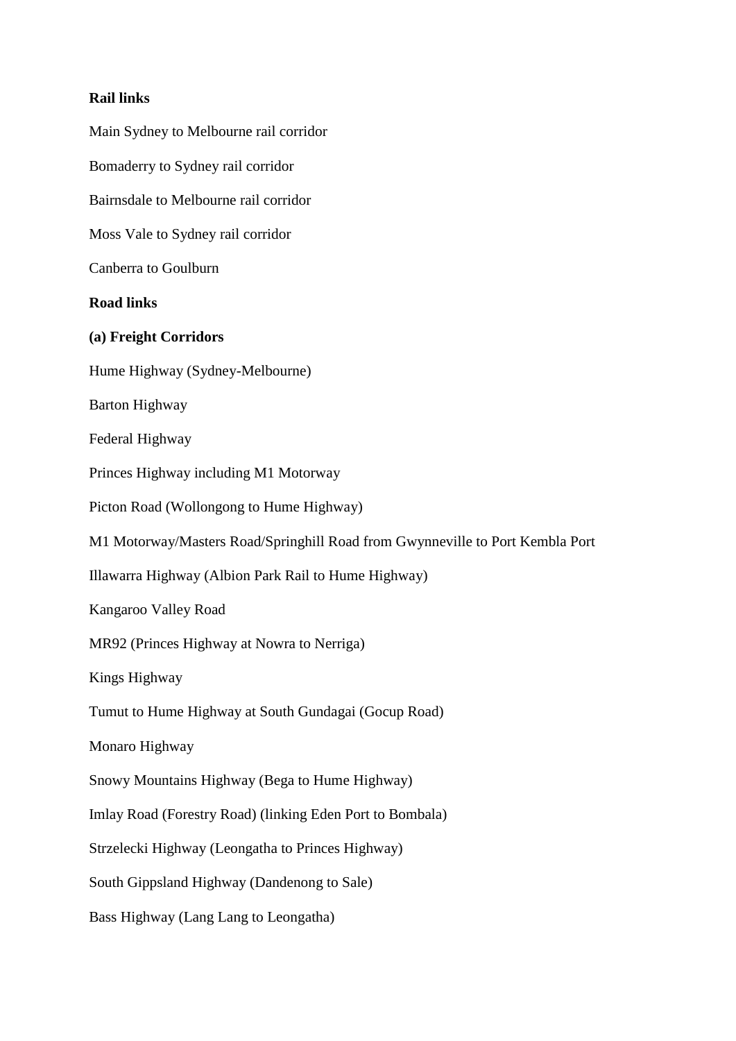**Rail links**

Main Sydney to Melbourne rail corridor

Bomaderry to Sydney rail corridor

Bairnsdale to Melbourne rail corridor

Moss Vale to Sydney rail corridor

Canberra to Goulburn

**Road links**

**(a) Freight Corridors**

Hume Highway (Sydney-Melbourne)

Barton Highway

Federal Highway

Princes Highway including M1 Motorway

Picton Road (Wollongong to Hume Highway)

M1 Motorway/Masters Road/Springhill Road from Gwynneville to Port Kembla Port

Illawarra Highway (Albion Park Rail to Hume Highway)

Kangaroo Valley Road

MR92 (Princes Highway at Nowra to Nerriga)

Kings Highway

Tumut to Hume Highway at South Gundagai (Gocup Road)

Monaro Highway

Snowy Mountains Highway (Bega to Hume Highway)

Imlay Road (Forestry Road) (linking Eden Port to Bombala)

Strzelecki Highway (Leongatha to Princes Highway)

South Gippsland Highway (Dandenong to Sale)

Bass Highway (Lang Lang to Leongatha)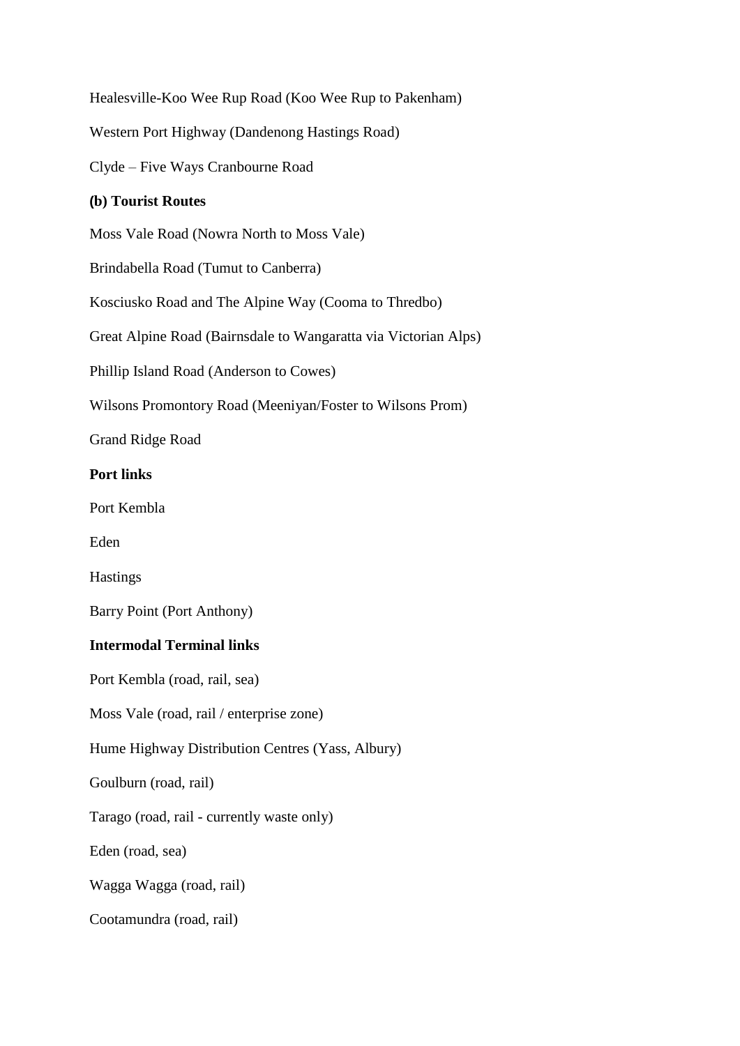Healesville-Koo Wee Rup Road (Koo Wee Rup to Pakenham)

Western Port Highway (Dandenong Hastings Road)

Clyde – Five Ways Cranbourne Road

**(b) Tourist Routes**

Moss Vale Road (Nowra North to Moss Vale)

Brindabella Road (Tumut to Canberra)

Kosciusko Road and The Alpine Way (Cooma to Thredbo)

Great Alpine Road (Bairnsdale to Wangaratta via Victorian Alps)

Phillip Island Road (Anderson to Cowes)

Wilsons Promontory Road (Meeniyan/Foster to Wilsons Prom)

Grand Ridge Road

**Port links**

Port Kembla

Eden

Hastings

Barry Point (Port Anthony)

**Intermodal Terminal links**

Port Kembla (road, rail, sea)

Moss Vale (road, rail / enterprise zone)

Hume Highway Distribution Centres (Yass, Albury)

Goulburn (road, rail)

Tarago (road, rail - currently waste only)

Eden (road, sea)

Wagga Wagga (road, rail)

Cootamundra (road, rail)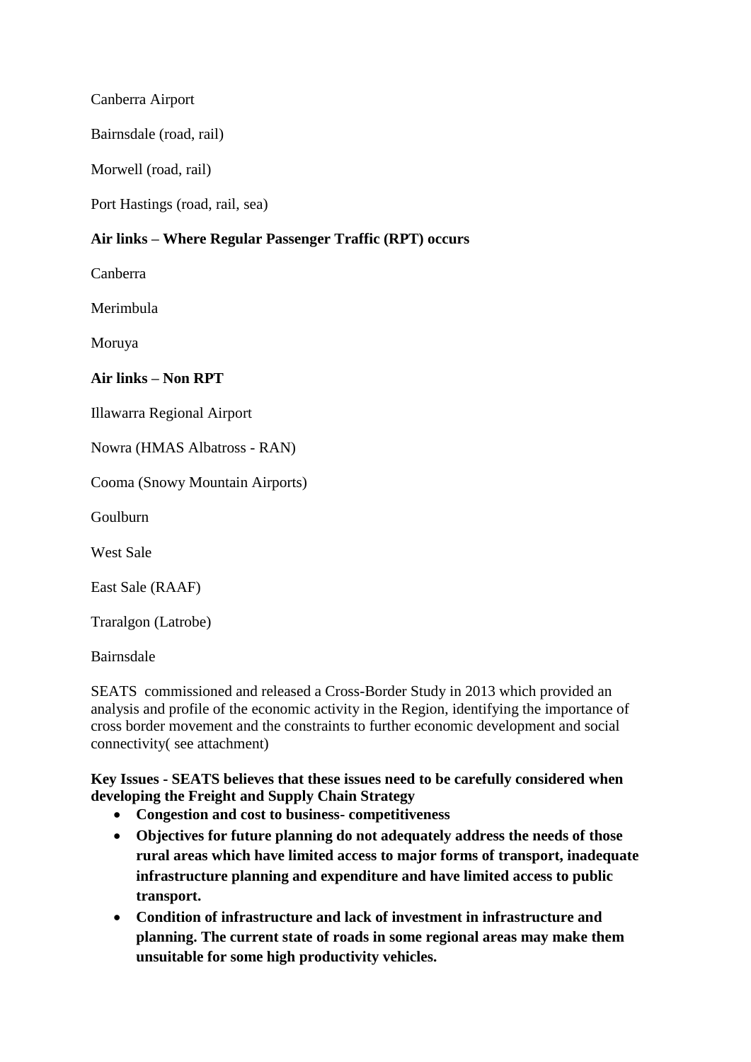Canberra Airport

Bairnsdale (road, rail)

Morwell (road, rail)

Port Hastings (road, rail, sea)

**Air links – Where Regular Passenger Traffic (RPT) occurs**

Canberra

Merimbula

Moruya

**Air links – Non RPT**

Illawarra Regional Airport

Nowra (HMAS Albatross - RAN)

Cooma (Snowy Mountain Airports)

Goulburn

West Sale

East Sale (RAAF)

Traralgon (Latrobe)

Bairnsdale

SEATS commissioned and released a Cross-Border Study in 2013 which provided an analysis and profile of the economic activity in the Region, identifying the importance of cross border movement and the constraints to further economic development and social connectivity( see attachment)

**Key Issues - SEATS believes that these issues need to be carefully considered when developing the Freight and Supply Chain Strategy**

- **Congestion and cost to business- competitiveness**
- **Objectives for future planning do not adequately address the needs of those rural areas which have limited access to major forms of transport, inadequate infrastructure planning and expenditure and have limited access to public transport.**
- **Condition of infrastructure and lack of investment in infrastructure and planning. The current state of roads in some regional areas may make them unsuitable for some high productivity vehicles.**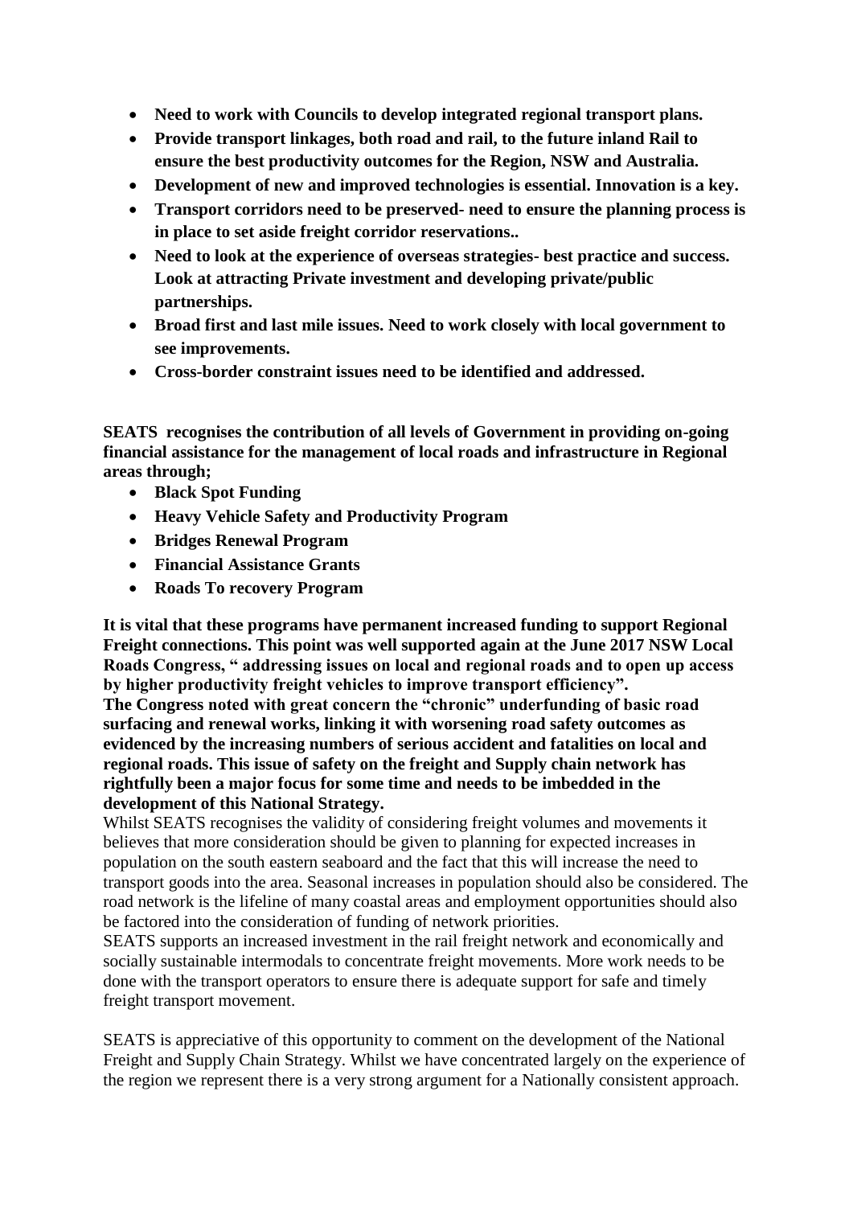- **Need to work with Councils to develop integrated regional transport plans.**
- **Provide transport linkages, both road and rail, to the future inland Rail to ensure the best productivity outcomes for the Region, NSW and Australia.**
- **Development of new and improved technologies is essential. Innovation is a key.**
- **Transport corridors need to be preserved- need to ensure the planning process is in place to set aside freight corridor reservations..**
- **Need to look at the experience of overseas strategies- best practice and success. Look at attracting Private investment and developing private/public partnerships.**
- **Broad first and last mile issues. Need to work closely with local government to see improvements.**
- **Cross-border constraint issues need to be identified and addressed.**

**SEATS recognises the contribution of all levels of Government in providing on-going financial assistance for the management of local roads and infrastructure in Regional areas through;**

- **Black Spot Funding**
- **Heavy Vehicle Safety and Productivity Program**
- **Bridges Renewal Program**
- **Financial Assistance Grants**
- **Roads To recovery Program**

**It is vital that these programs have permanent increased funding to support Regional Freight connections. This point was well supported again at the June 2017 NSW Local Roads Congress, " addressing issues on local and regional roads and to open up access by higher productivity freight vehicles to improve transport efficiency".**
**The Congress noted with great concern the "chronic" underfunding of basic road surfacing and renewal works, linking it with worsening road safety outcomes as evidenced by the increasing numbers of serious accident and fatalities on local and regional roads. This issue of safety on the freight and Supply chain network has rightfully been a major focus for some time and needs to be imbedded in the development of this National Strategy.**

Whilst SEATS recognises the validity of considering freight volumes and movements it believes that more consideration should be given to planning for expected increases in population on the south eastern seaboard and the fact that this will increase the need to transport goods into the area. Seasonal increases in population should also be considered. The road network is the lifeline of many coastal areas and employment opportunities should also be factored into the consideration of funding of network priorities.

SEATS supports an increased investment in the rail freight network and economically and socially sustainable intermodals to concentrate freight movements. More work needs to be done with the transport operators to ensure there is adequate support for safe and timely freight transport movement.

SEATS is appreciative of this opportunity to comment on the development of the National Freight and Supply Chain Strategy. Whilst we have concentrated largely on the experience of the region we represent there is a very strong argument for a Nationally consistent approach.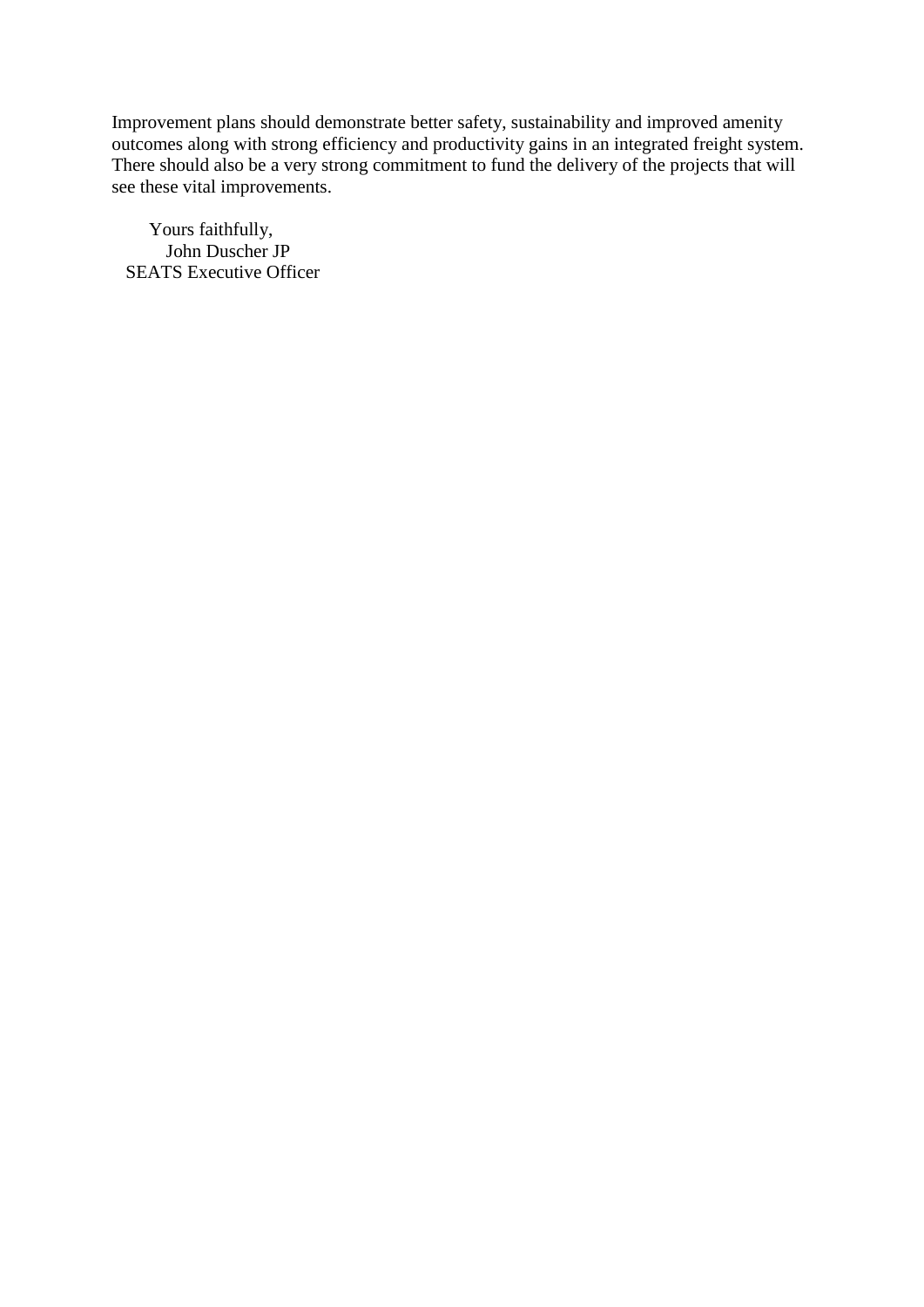Improvement plans should demonstrate better safety, sustainability and improved amenity outcomes along with strong efficiency and productivity gains in an integrated freight system. There should also be a very strong commitment to fund the delivery of the projects that will see these vital improvements.

Yours faithfully,
John Duscher JP
SEATS Executive Officer